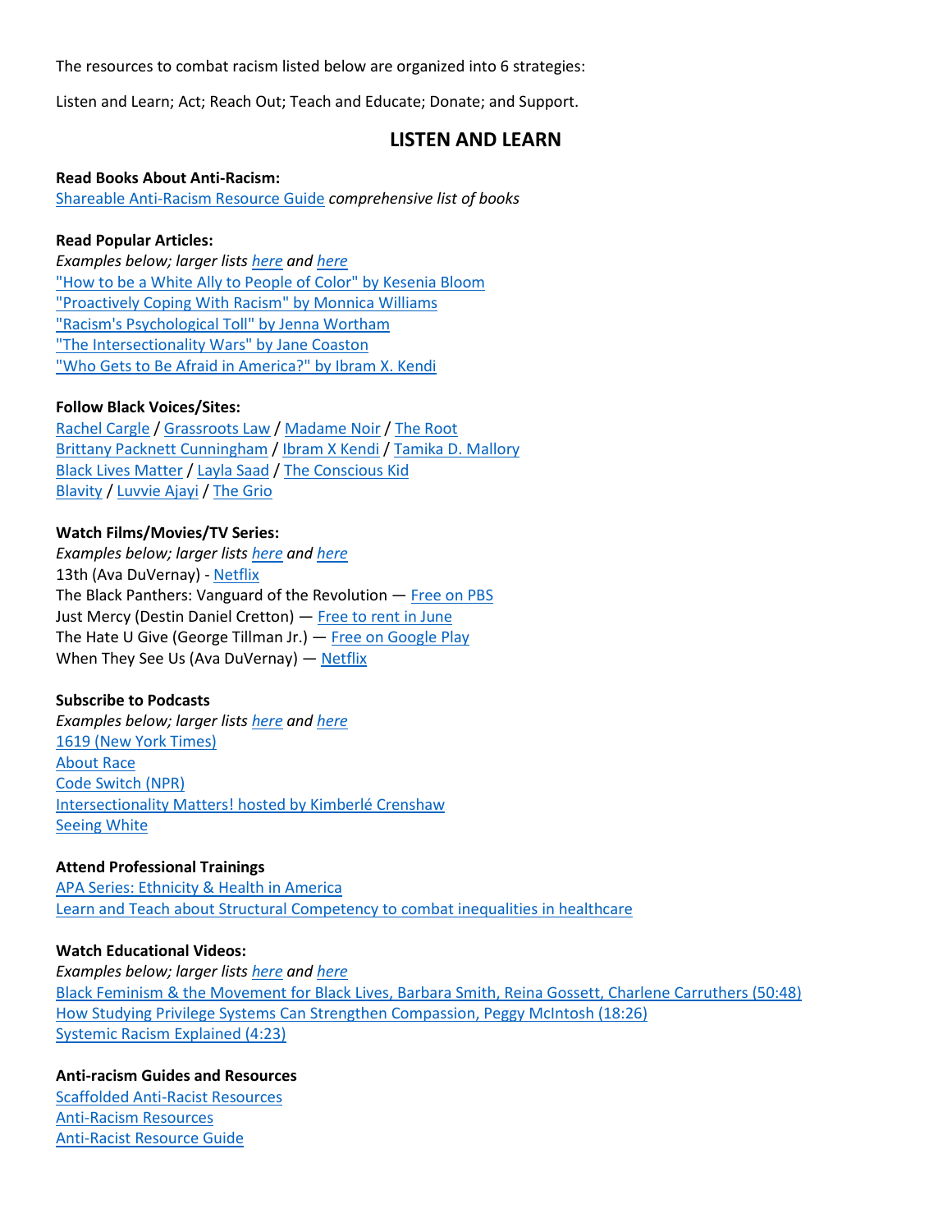The resources to combat racism listed below are organized into 6 strategies:

Listen and Learn; Act; Reach Out; Teach and Educate; Donate; and Support.

## LISTEN AND LEARN

**Read Books About Anti-Racism:**
Shareable Anti-Racism Resource Guide *comprehensive list of books*

**Read Popular Articles:**
*Examples below; larger lists here and here*
"How to be a White Ally to People of Color" by Kesenia Bloom
"Proactively Coping With Racism" by Monnica Williams
"Racism's Psychological Toll" by Jenna Wortham
"The Intersectionality Wars" by Jane Coaston
"Who Gets to Be Afraid in America?" by Ibram X. Kendi

**Follow Black Voices/Sites:**
Rachel Cargle / Grassroots Law / Madame Noir / The Root
Brittany Packnett Cunningham / Ibram X Kendi / Tamika D. Mallory
Black Lives Matter / Layla Saad / The Conscious Kid
Blavity / Luvvie Ajayi / The Grio

**Watch Films/Movies/TV Series:**
*Examples below; larger lists here and here*
13th (Ava DuVernay) - Netflix
The Black Panthers: Vanguard of the Revolution — Free on PBS
Just Mercy (Destin Daniel Cretton) — Free to rent in June
The Hate U Give (George Tillman Jr.) — Free on Google Play
When They See Us (Ava DuVernay) — Netflix

**Subscribe to Podcasts**
*Examples below; larger lists here and here*
1619 (New York Times)
About Race
Code Switch (NPR)
Intersectionality Matters! hosted by Kimberlé Crenshaw
Seeing White

**Attend Professional Trainings**
APA Series: Ethnicity & Health in America
Learn and Teach about Structural Competency to combat inequalities in healthcare

**Watch Educational Videos:**
*Examples below; larger lists here and here*
Black Feminism & the Movement for Black Lives, Barbara Smith, Reina Gossett, Charlene Carruthers (50:48)
How Studying Privilege Systems Can Strengthen Compassion, Peggy McIntosh (18:26)
Systemic Racism Explained (4:23)

**Anti-racism Guides and Resources**
Scaffolded Anti-Racist Resources
Anti-Racism Resources
Anti-Racist Resource Guide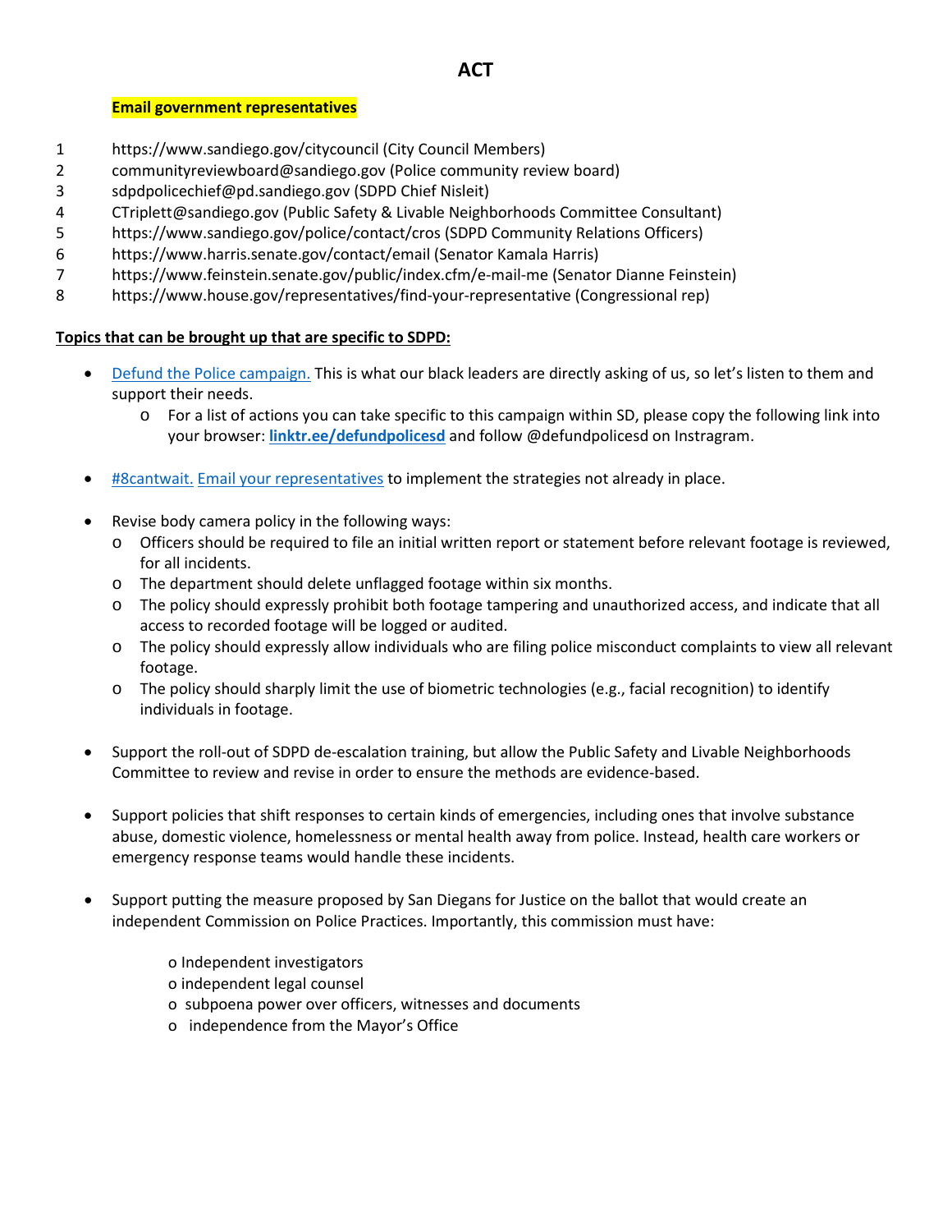# ACT

**Email government representatives**

1. https://www.sandiego.gov/citycouncil (City Council Members)
2. communityreviewboard@sandiego.gov (Police community review board)
3. sdpdpolicechief@pd.sandiego.gov (SDPD Chief Nisleit)
4. CTriplett@sandiego.gov (Public Safety & Livable Neighborhoods Committee Consultant)
5. https://www.sandiego.gov/police/contact/cros (SDPD Community Relations Officers)
6. https://www.harris.senate.gov/contact/email (Senator Kamala Harris)
7. https://www.feinstein.senate.gov/public/index.cfm/e-mail-me (Senator Dianne Feinstein)
8. https://www.house.gov/representatives/find-your-representative (Congressional rep)

**Topics that can be brought up that are specific to SDPD:**

- Defund the Police campaign. This is what our black leaders are directly asking of us, so let's listen to them and support their needs.
  - For a list of actions you can take specific to this campaign within SD, please copy the following link into your browser: **linktr.ee/defundpolicesd** and follow @defundpolicesd on Instagram.

- #8cantwait. Email your representatives to implement the strategies not already in place.

- Revise body camera policy in the following ways:
  - Officers should be required to file an initial written report or statement before relevant footage is reviewed, for all incidents.
  - The department should delete unflagged footage within six months.
  - The policy should expressly prohibit both footage tampering and unauthorized access, and indicate that all access to recorded footage will be logged or audited.
  - The policy should expressly allow individuals who are filing police misconduct complaints to view all relevant footage.
  - The policy should sharply limit the use of biometric technologies (e.g., facial recognition) to identify individuals in footage.

- Support the roll-out of SDPD de-escalation training, but allow the Public Safety and Livable Neighborhoods Committee to review and revise in order to ensure the methods are evidence-based.

- Support policies that shift responses to certain kinds of emergencies, including ones that involve substance abuse, domestic violence, homelessness or mental health away from police. Instead, health care workers or emergency response teams would handle these incidents.

- Support putting the measure proposed by San Diegans for Justice on the ballot that would create an independent Commission on Police Practices. Importantly, this commission must have:
  - Independent investigators
  - independent legal counsel
  - subpoena power over officers, witnesses and documents
  - independence from the Mayor's Office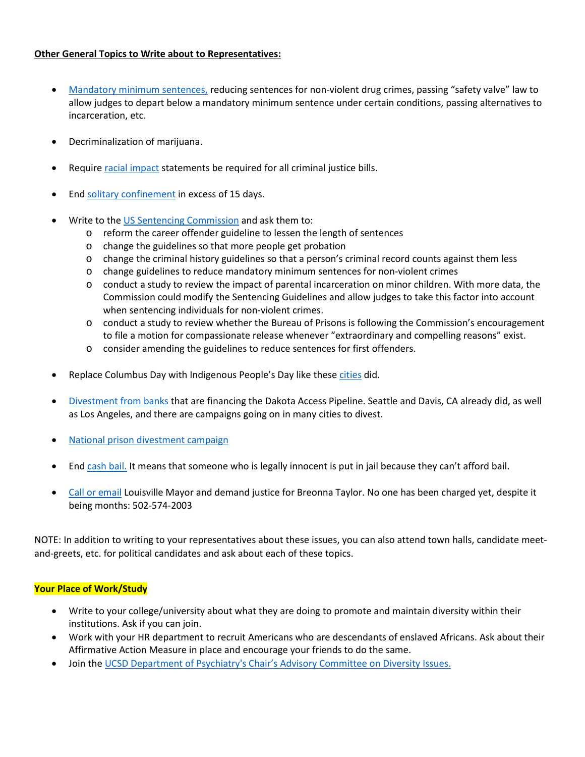**<u>Other General Topics to Write about to Representatives:</u>**

- Mandatory minimum sentences, reducing sentences for non-violent drug crimes, passing "safety valve" law to allow judges to depart below a mandatory minimum sentence under certain conditions, passing alternatives to incarceration, etc.

- Decriminalization of marijuana.

- Require racial impact statements be required for all criminal justice bills.

- End solitary confinement in excess of 15 days.

- Write to the US Sentencing Commission and ask them to:
  - reform the career offender guideline to lessen the length of sentences
  - change the guidelines so that more people get probation
  - change the criminal history guidelines so that a person's criminal record counts against them less
  - change guidelines to reduce mandatory minimum sentences for non-violent crimes
  - conduct a study to review the impact of parental incarceration on minor children. With more data, the Commission could modify the Sentencing Guidelines and allow judges to take this factor into account when sentencing individuals for non-violent crimes.
  - conduct a study to review whether the Bureau of Prisons is following the Commission's encouragement to file a motion for compassionate release whenever "extraordinary and compelling reasons" exist.
  - consider amending the guidelines to reduce sentences for first offenders.

- Replace Columbus Day with Indigenous People's Day like these cities did.

- Divestment from banks that are financing the Dakota Access Pipeline. Seattle and Davis, CA already did, as well as Los Angeles, and there are campaigns going on in many cities to divest.

- National prison divestment campaign

- End cash bail. It means that someone who is legally innocent is put in jail because they can't afford bail.

- Call or email Louisville Mayor and demand justice for Breonna Taylor. No one has been charged yet, despite it being months: 502-574-2003

NOTE: In addition to writing to your representatives about these issues, you can also attend town halls, candidate meet-and-greets, etc. for political candidates and ask about each of these topics.

**Your Place of Work/Study**

- Write to your college/university about what they are doing to promote and maintain diversity within their institutions. Ask if you can join.
- Work with your HR department to recruit Americans who are descendants of enslaved Africans. Ask about their Affirmative Action Measure in place and encourage your friends to do the same.
- Join the UCSD Department of Psychiatry's Chair's Advisory Committee on Diversity Issues.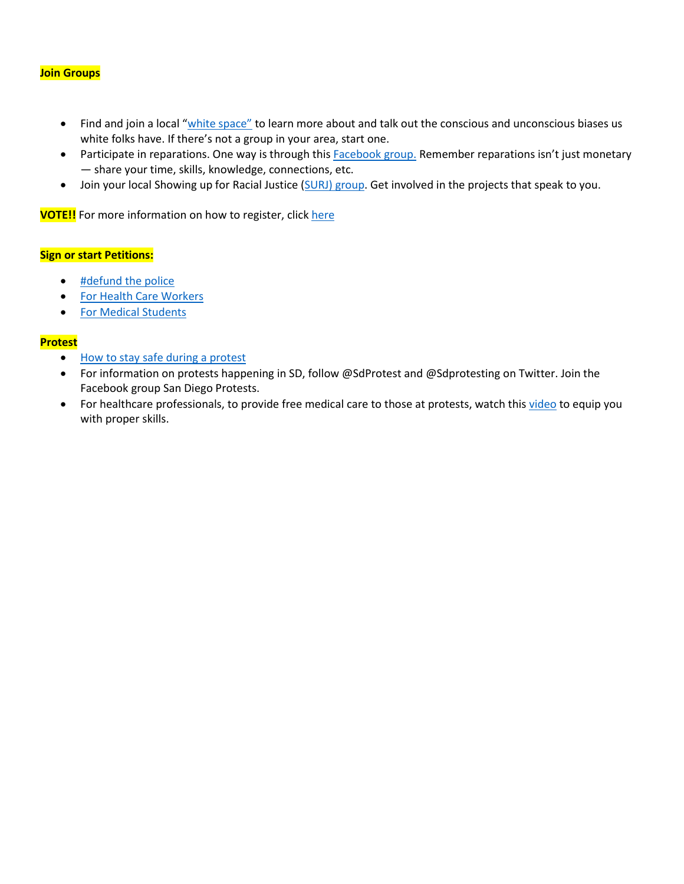**Join Groups**

- Find and join a local "white space" to learn more about and talk out the conscious and unconscious biases us white folks have. If there's not a group in your area, start one.
- Participate in reparations. One way is through this Facebook group. Remember reparations isn't just monetary — share your time, skills, knowledge, connections, etc.
- Join your local Showing up for Racial Justice (SURJ) group. Get involved in the projects that speak to you.

**VOTE!!** For more information on how to register, click here

**Sign or start Petitions:**

- #defund the police
- For Health Care Workers
- For Medical Students

**Protest**

- How to stay safe during a protest
- For information on protests happening in SD, follow @SdProtest and @Sdprotesting on Twitter. Join the Facebook group San Diego Protests.
- For healthcare professionals, to provide free medical care to those at protests, watch this video to equip you with proper skills.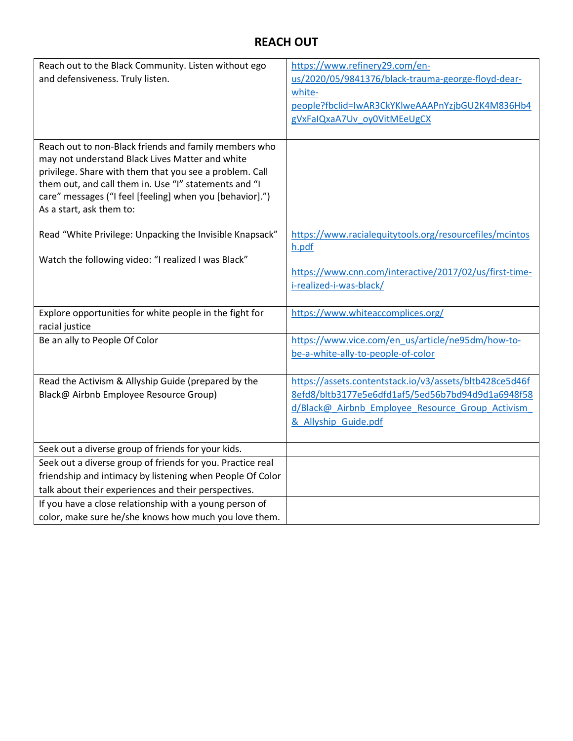# REACH OUT

| | |
|---|---|
| Reach out to the Black Community. Listen without ego and defensiveness. Truly listen. | https://www.refinery29.com/en-us/2020/05/9841376/black-trauma-george-floyd-dear-white-people?fbclid=IwAR3CkYKlweAAAPnYzjbGU2K4M836Hb4gVxFaIQxaA7Uv_oy0VitMEeUgCX |
| Reach out to non-Black friends and family members who may not understand Black Lives Matter and white privilege. Share with them that you see a problem. Call them out, and call them in. Use "I" statements and "I care" messages ("I feel [feeling] when you [behavior].") As a start, ask them to:<br><br>Read "White Privilege: Unpacking the Invisible Knapsack"<br><br>Watch the following video: "I realized I was Black" | https://www.racialequitytools.org/resourcefiles/mcintosh.pdf<br><br>https://www.cnn.com/interactive/2017/02/us/first-time-i-realized-i-was-black/ |
| Explore opportunities for white people in the fight for racial justice | https://www.whiteaccomplices.org/ |
| Be an ally to People Of Color | https://www.vice.com/en_us/article/ne95dm/how-to-be-a-white-ally-to-people-of-color |
| Read the Activism & Allyship Guide (prepared by the Black@ Airbnb Employee Resource Group) | https://assets.contentstack.io/v3/assets/bltb428ce5d46f8efd8/bltb3177e5e6dfd1af5/5ed56b7bd94d9d1a6948f58d/Black@_Airbnb_Employee_Resource_Group_Activism_&_Allyship_Guide.pdf |
| Seek out a diverse group of friends for your kids. | |
| Seek out a diverse group of friends for you. Practice real friendship and intimacy by listening when People Of Color talk about their experiences and their perspectives. | |
| If you have a close relationship with a young person of color, make sure he/she knows how much you love them. | |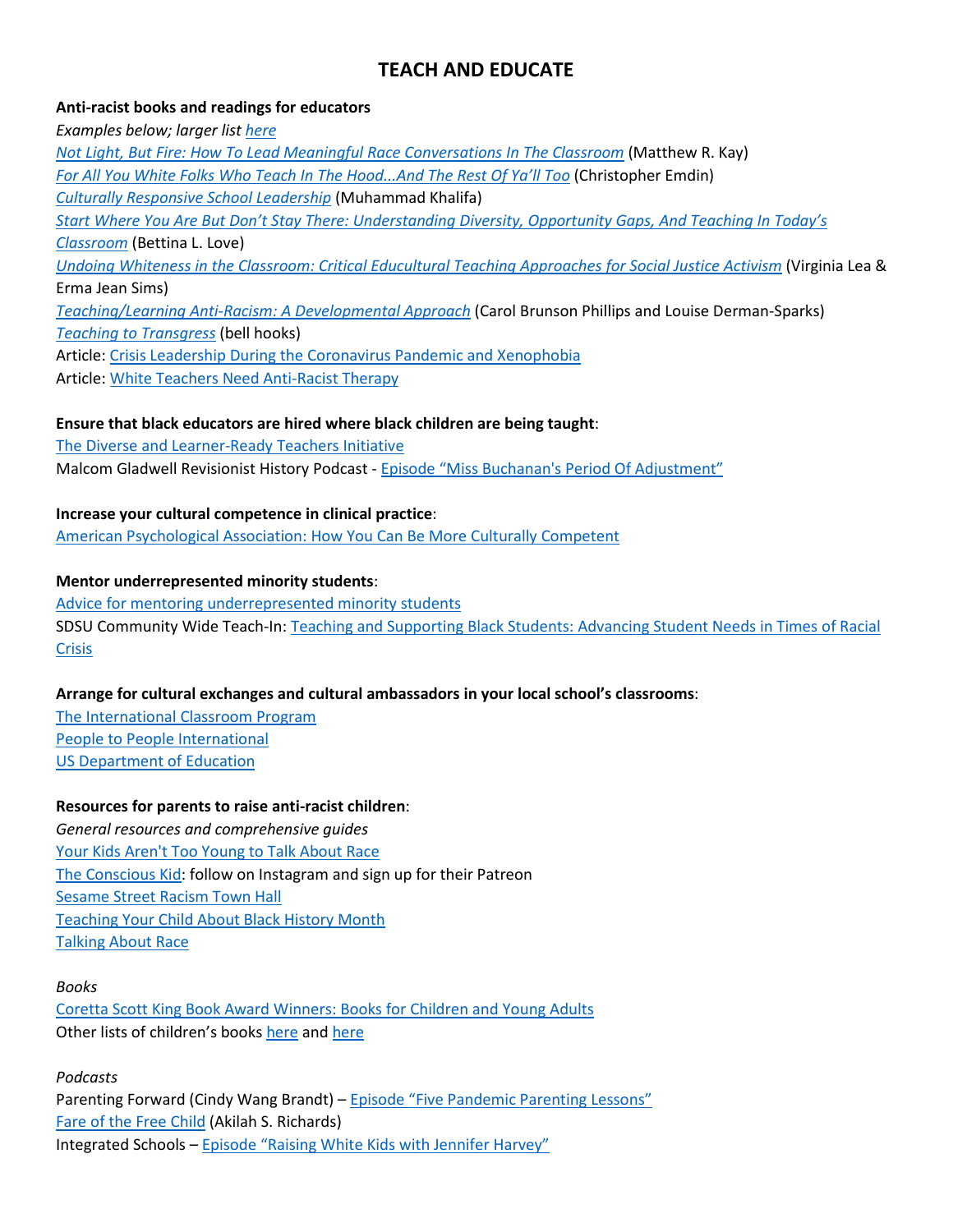# TEACH AND EDUCATE

**Anti-racist books and readings for educators**

*Examples below; larger list here*

*Not Light, But Fire: How To Lead Meaningful Race Conversations In The Classroom* (Matthew R. Kay)
*For All You White Folks Who Teach In The Hood...And The Rest Of Ya'll Too* (Christopher Emdin)
*Culturally Responsive School Leadership* (Muhammad Khalifa)
*Start Where You Are But Don't Stay There: Understanding Diversity, Opportunity Gaps, And Teaching In Today's Classroom* (Bettina L. Love)
*Undoing Whiteness in the Classroom: Critical Educultural Teaching Approaches for Social Justice Activism* (Virginia Lea & Erma Jean Sims)
*Teaching/Learning Anti-Racism: A Developmental Approach* (Carol Brunson Phillips and Louise Derman-Sparks)
*Teaching to Transgress* (bell hooks)
Article: Crisis Leadership During the Coronavirus Pandemic and Xenophobia
Article: White Teachers Need Anti-Racist Therapy

**Ensure that black educators are hired where black children are being taught**:
The Diverse and Learner-Ready Teachers Initiative
Malcom Gladwell Revisionist History Podcast - Episode "Miss Buchanan's Period Of Adjustment"

**Increase your cultural competence in clinical practice**:
American Psychological Association: How You Can Be More Culturally Competent

**Mentor underrepresented minority students**:
Advice for mentoring underrepresented minority students
SDSU Community Wide Teach-In: Teaching and Supporting Black Students: Advancing Student Needs in Times of Racial Crisis

**Arrange for cultural exchanges and cultural ambassadors in your local school's classrooms**:
The International Classroom Program
People to People International
US Department of Education

**Resources for parents to raise anti-racist children**:

*General resources and comprehensive guides*
Your Kids Aren't Too Young to Talk About Race
The Conscious Kid: follow on Instagram and sign up for their Patreon
Sesame Street Racism Town Hall
Teaching Your Child About Black History Month
Talking About Race

*Books*
Coretta Scott King Book Award Winners: Books for Children and Young Adults
Other lists of children's books here and here

*Podcasts*
Parenting Forward (Cindy Wang Brandt) – Episode "Five Pandemic Parenting Lessons"
Fare of the Free Child (Akilah S. Richards)
Integrated Schools – Episode "Raising White Kids with Jennifer Harvey"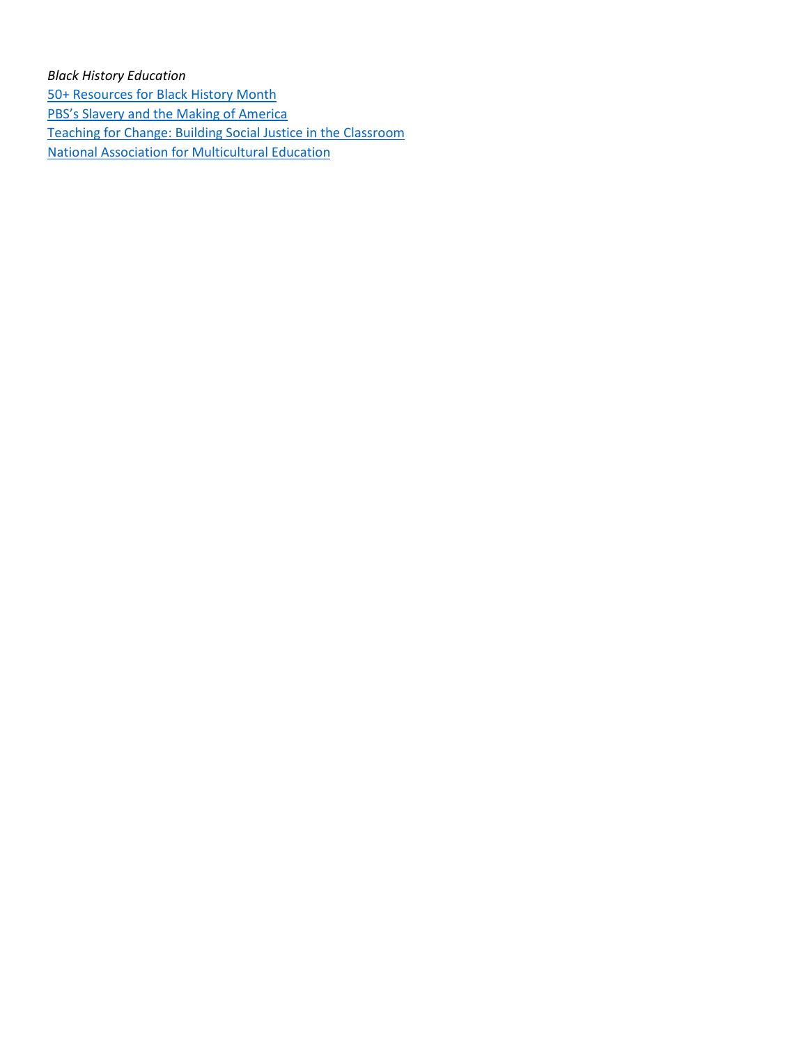*Black History Education*

50+ Resources for Black History Month

PBS's Slavery and the Making of America

Teaching for Change: Building Social Justice in the Classroom

National Association for Multicultural Education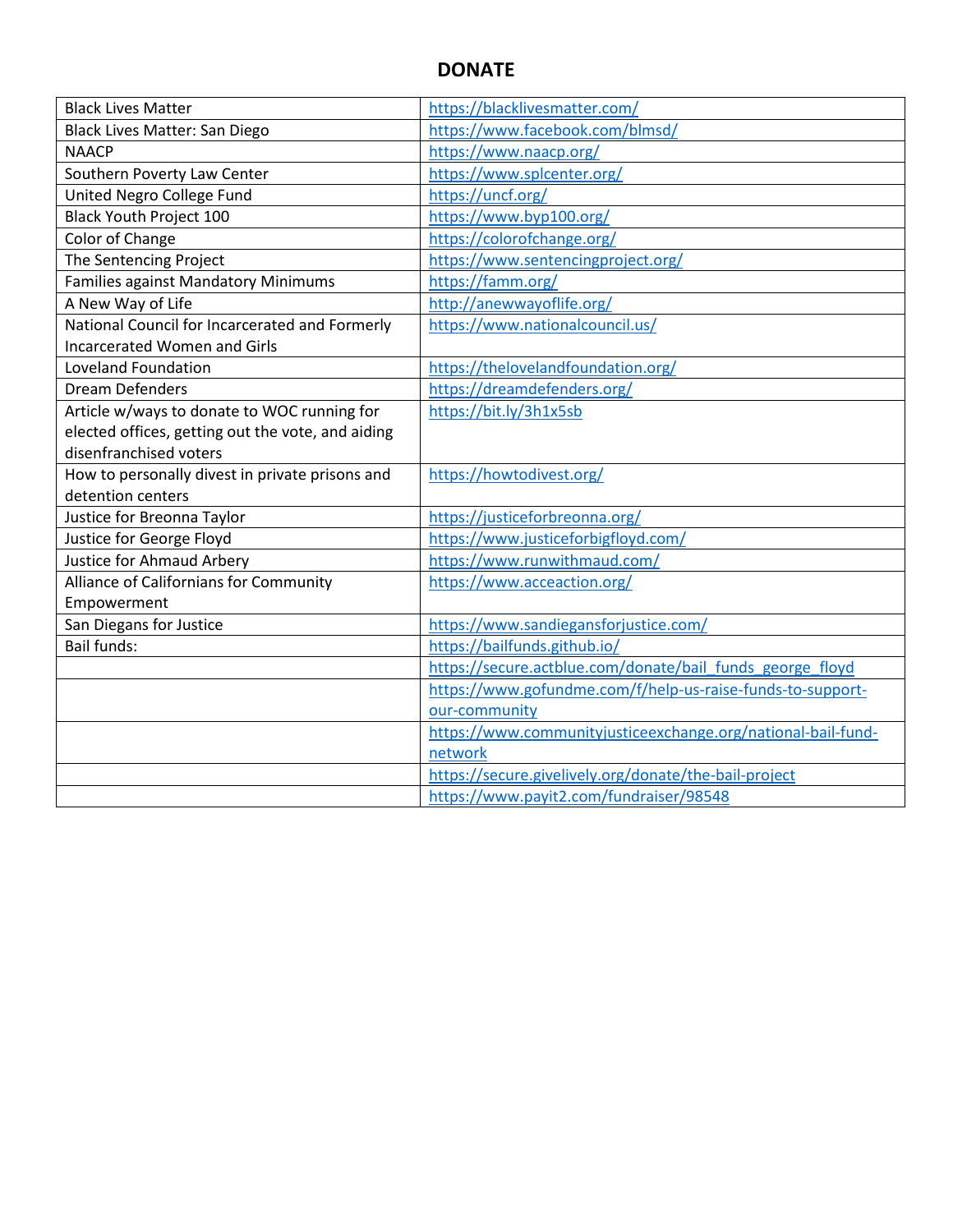# DONATE

| | |
|---|---|
| Black Lives Matter | https://blacklivesmatter.com/ |
| Black Lives Matter: San Diego | https://www.facebook.com/blmsd/ |
| NAACP | https://www.naacp.org/ |
| Southern Poverty Law Center | https://www.splcenter.org/ |
| United Negro College Fund | https://uncf.org/ |
| Black Youth Project 100 | https://www.byp100.org/ |
| Color of Change | https://colorofchange.org/ |
| The Sentencing Project | https://www.sentencingproject.org/ |
| Families against Mandatory Minimums | https://famm.org/ |
| A New Way of Life | http://anewwayoflife.org/ |
| National Council for Incarcerated and Formerly Incarcerated Women and Girls | https://www.nationalcouncil.us/ |
| Loveland Foundation | https://thelovelandfoundation.org/ |
| Dream Defenders | https://dreamdefenders.org/ |
| Article w/ways to donate to WOC running for elected offices, getting out the vote, and aiding disenfranchised voters | https://bit.ly/3h1x5sb |
| How to personally divest in private prisons and detention centers | https://howtodivest.org/ |
| Justice for Breonna Taylor | https://justiceforbreonna.org/ |
| Justice for George Floyd | https://www.justiceforbigfloyd.com/ |
| Justice for Ahmaud Arbery | https://www.runwithmaud.com/ |
| Alliance of Californians for Community Empowerment | https://www.acceaction.org/ |
| San Diegans for Justice | https://www.sandiegansforjustice.com/ |
| Bail funds: | https://bailfunds.github.io/ |
| | https://secure.actblue.com/donate/bail_funds_george_floyd |
| | https://www.gofundme.com/f/help-us-raise-funds-to-support-our-community |
| | https://www.communityjusticeexchange.org/national-bail-fund-network |
| | https://secure.givelively.org/donate/the-bail-project |
| | https://www.payit2.com/fundraiser/98548 |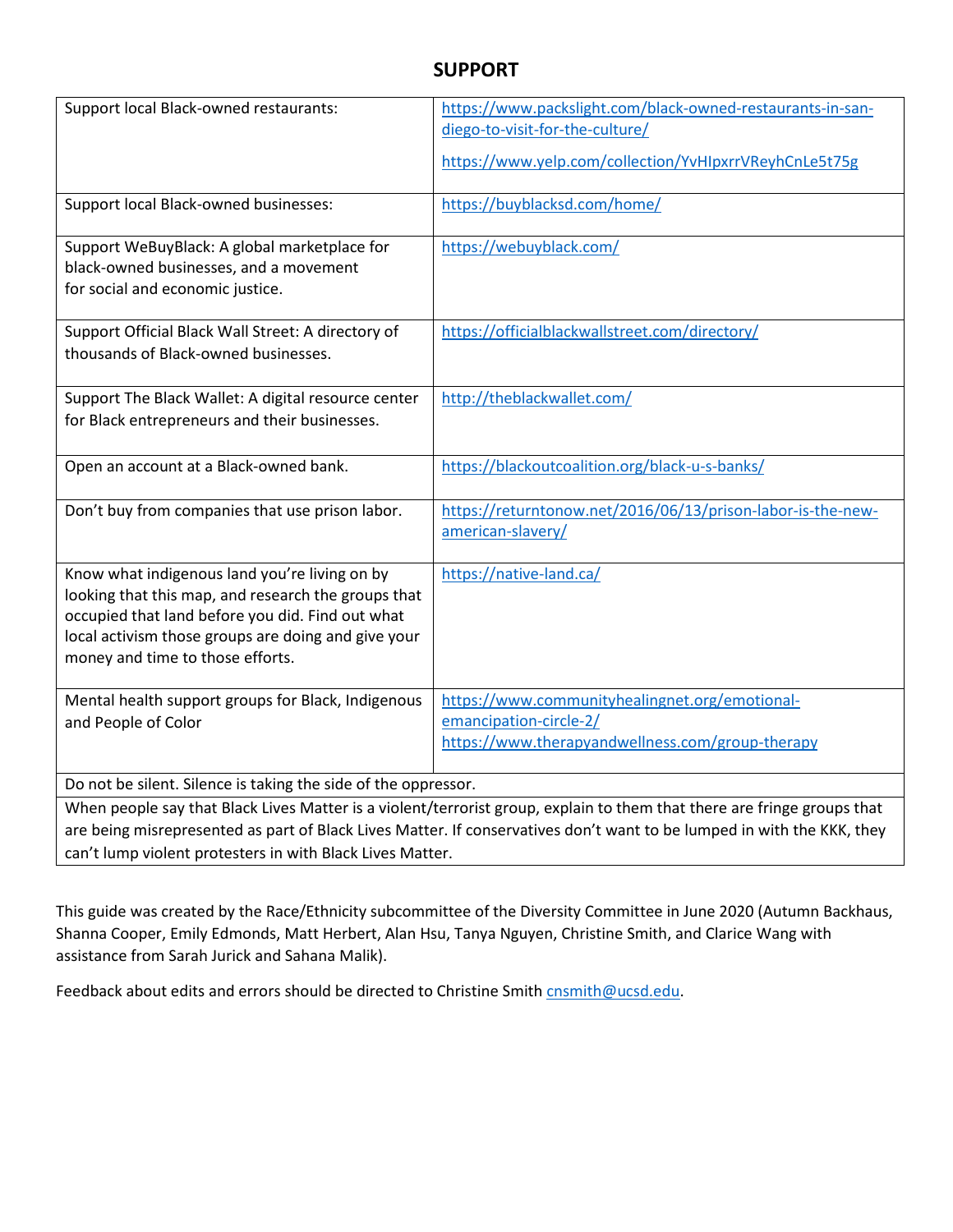## SUPPORT

| | |
|---|---|
| Support local Black-owned restaurants: | https://www.packslight.com/black-owned-restaurants-in-san-diego-to-visit-for-the-culture/ <br><br> https://www.yelp.com/collection/YvHIpxrrVReyhCnLe5t75g |
| Support local Black-owned businesses: | https://buyblacksd.com/home/ |
| Support WeBuyBlack: A global marketplace for black-owned businesses, and a movement for social and economic justice. | https://webuyblack.com/ |
| Support Official Black Wall Street: A directory of thousands of Black-owned businesses. | https://officialblackwallstreet.com/directory/ |
| Support The Black Wallet: A digital resource center for Black entrepreneurs and their businesses. | http://theblackwallet.com/ |
| Open an account at a Black-owned bank. | https://blackoutcoalition.org/black-u-s-banks/ |
| Don't buy from companies that use prison labor. | https://returntonow.net/2016/06/13/prison-labor-is-the-new-american-slavery/ |
| Know what indigenous land you're living on by looking that this map, and research the groups that occupied that land before you did. Find out what local activism those groups are doing and give your money and time to those efforts. | https://native-land.ca/ |
| Mental health support groups for Black, Indigenous and People of Color | https://www.communityhealingnet.org/emotional-emancipation-circle-2/ <br> https://www.therapyandwellness.com/group-therapy |
| Do not be silent. Silence is taking the side of the oppressor. | |
| When people say that Black Lives Matter is a violent/terrorist group, explain to them that there are fringe groups that are being misrepresented as part of Black Lives Matter. If conservatives don't want to be lumped in with the KKK, they can't lump violent protesters in with Black Lives Matter. | |

This guide was created by the Race/Ethnicity subcommittee of the Diversity Committee in June 2020 (Autumn Backhaus, Shanna Cooper, Emily Edmonds, Matt Herbert, Alan Hsu, Tanya Nguyen, Christine Smith, and Clarice Wang with assistance from Sarah Jurick and Sahana Malik).

Feedback about edits and errors should be directed to Christine Smith cnsmith@ucsd.edu.